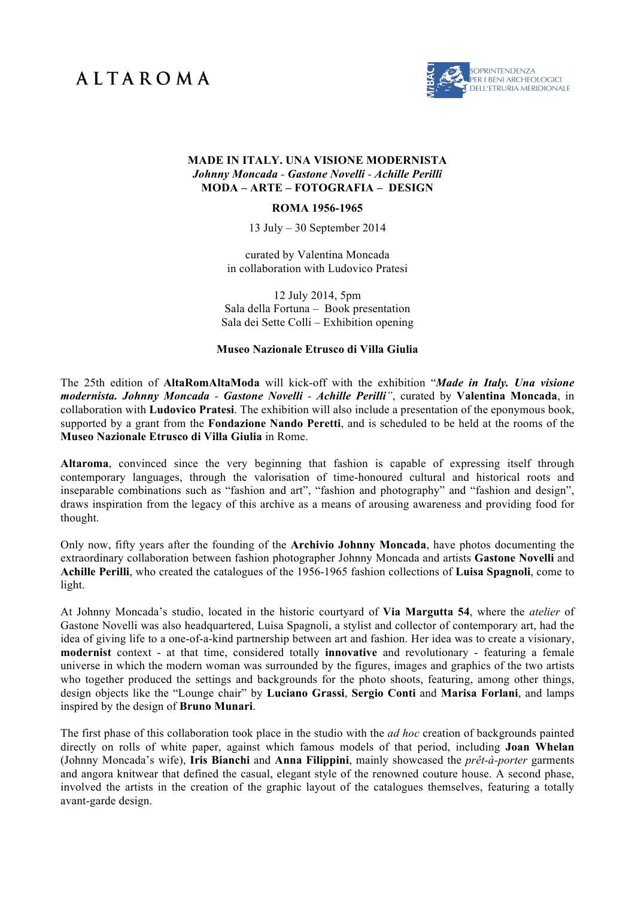ALTAROMA

SOPRINTENDENZA PER I BENI ARCHEOLOGICI DELL'ETRURIA MERIDIONALE

**MADE IN ITALY. UNA VISIONE MODERNISTA**
***Johnny Moncada - Gastone Novelli - Achille Perilli***
**MODA – ARTE – FOTOGRAFIA – DESIGN**

**ROMA 1956-1965**

13 July – 30 September 2014

curated by Valentina Moncada
in collaboration with Ludovico Pratesi

12 July 2014, 5pm
Sala della Fortuna – Book presentation
Sala dei Sette Colli – Exhibition opening

**Museo Nazionale Etrusco di Villa Giulia**

The 25th edition of **AltaRomAltaModa** will kick-off with the exhibition "***Made in Italy. Una visione modernista. Johnny Moncada - Gastone Novelli - Achille Perilli***", curated by **Valentina Moncada**, in collaboration with **Ludovico Pratesi**. The exhibition will also include a presentation of the eponymous book, supported by a grant from the **Fondazione Nando Peretti**, and is scheduled to be held at the rooms of the **Museo Nazionale Etrusco di Villa Giulia** in Rome.

**Altaroma**, convinced since the very beginning that fashion is capable of expressing itself through contemporary languages, through the valorisation of time-honoured cultural and historical roots and inseparable combinations such as "fashion and art", "fashion and photography" and "fashion and design", draws inspiration from the legacy of this archive as a means of arousing awareness and providing food for thought.

Only now, fifty years after the founding of the **Archivio Johnny Moncada**, have photos documenting the extraordinary collaboration between fashion photographer Johnny Moncada and artists **Gastone Novelli** and **Achille Perilli**, who created the catalogues of the 1956-1965 fashion collections of **Luisa Spagnoli**, come to light.

At Johnny Moncada's studio, located in the historic courtyard of **Via Margutta 54**, where the *atelier* of Gastone Novelli was also headquartered, Luisa Spagnoli, a stylist and collector of contemporary art, had the idea of giving life to a one-of-a-kind partnership between art and fashion. Her idea was to create a visionary, **modernist** context - at that time, considered totally **innovative** and revolutionary - featuring a female universe in which the modern woman was surrounded by the figures, images and graphics of the two artists who together produced the settings and backgrounds for the photo shoots, featuring, among other things, design objects like the "Lounge chair" by **Luciano Grassi**, **Sergio Conti** and **Marisa Forlani**, and lamps inspired by the design of **Bruno Munari**.

The first phase of this collaboration took place in the studio with the *ad hoc* creation of backgrounds painted directly on rolls of white paper, against which famous models of that period, including **Joan Whelan** (Johnny Moncada's wife), **Iris Bianchi** and **Anna Filippini**, mainly showcased the *prêt-à-porter* garments and angora knitwear that defined the casual, elegant style of the renowned couture house. A second phase, involved the artists in the creation of the graphic layout of the catalogues themselves, featuring a totally avant-garde design.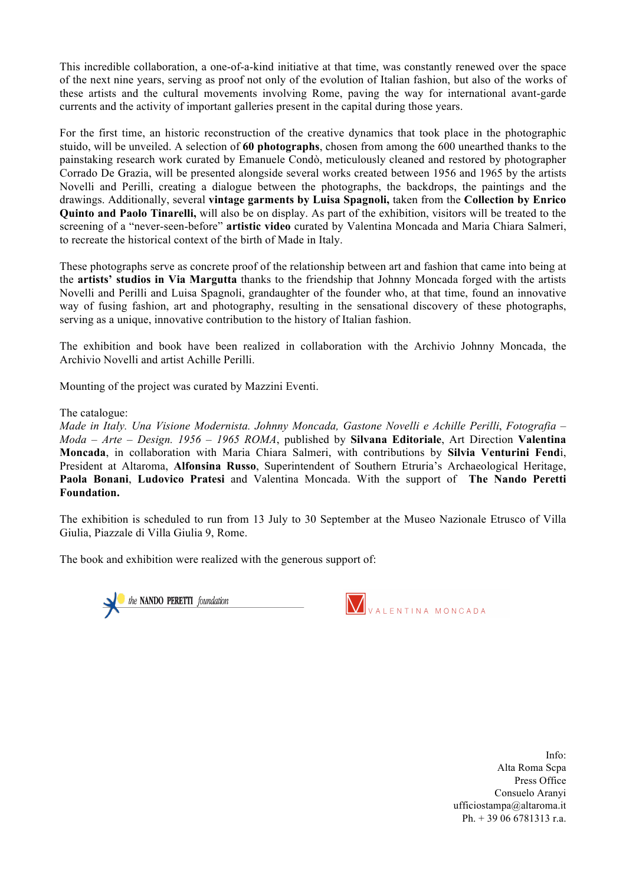This incredible collaboration, a one-of-a-kind initiative at that time, was constantly renewed over the space of the next nine years, serving as proof not only of the evolution of Italian fashion, but also of the works of these artists and the cultural movements involving Rome, paving the way for international avant-garde currents and the activity of important galleries present in the capital during those years.

For the first time, an historic reconstruction of the creative dynamics that took place in the photographic stuido, will be unveiled. A selection of **60 photographs**, chosen from among the 600 unearthed thanks to the painstaking research work curated by Emanuele Condò, meticulously cleaned and restored by photographer Corrado De Grazia, will be presented alongside several works created between 1956 and 1965 by the artists Novelli and Perilli, creating a dialogue between the photographs, the backdrops, the paintings and the drawings. Additionally, several **vintage garments by Luisa Spagnoli,** taken from the **Collection by Enrico Quinto and Paolo Tinarelli,** will also be on display. As part of the exhibition, visitors will be treated to the screening of a "never-seen-before" **artistic video** curated by Valentina Moncada and Maria Chiara Salmeri, to recreate the historical context of the birth of Made in Italy.

These photographs serve as concrete proof of the relationship between art and fashion that came into being at the **artists' studios in Via Margutta** thanks to the friendship that Johnny Moncada forged with the artists Novelli and Perilli and Luisa Spagnoli, grandaughter of the founder who, at that time, found an innovative way of fusing fashion, art and photography, resulting in the sensational discovery of these photographs, serving as a unique, innovative contribution to the history of Italian fashion.

The exhibition and book have been realized in collaboration with the Archivio Johnny Moncada, the Archivio Novelli and artist Achille Perilli.

Mounting of the project was curated by Mazzini Eventi.

The catalogue:
*Made in Italy. Una Visione Modernista. Johnny Moncada, Gastone Novelli e Achille Perilli, Fotografia – Moda – Arte – Design. 1956 – 1965 ROMA*, published by **Silvana Editoriale**, Art Direction **Valentina Moncada**, in collaboration with Maria Chiara Salmeri, with contributions by **Silvia Venturini Fend**i, President at Altaroma, **Alfonsina Russo**, Superintendent of Southern Etruria's Archaeological Heritage, **Paola Bonani**, **Ludovico Pratesi** and Valentina Moncada. With the support of **The Nando Peretti Foundation.**

The exhibition is scheduled to run from 13 July to 30 September at the Museo Nazionale Etrusco of Villa Giulia, Piazzale di Villa Giulia 9, Rome.

The book and exhibition were realized with the generous support of:

the NANDO PERETTI foundation

VALENTINA MONCADA

Info:
Alta Roma Scpa
Press Office
Consuelo Aranyi
ufficiostampa@altaroma.it
Ph. + 39 06 6781313 r.a.